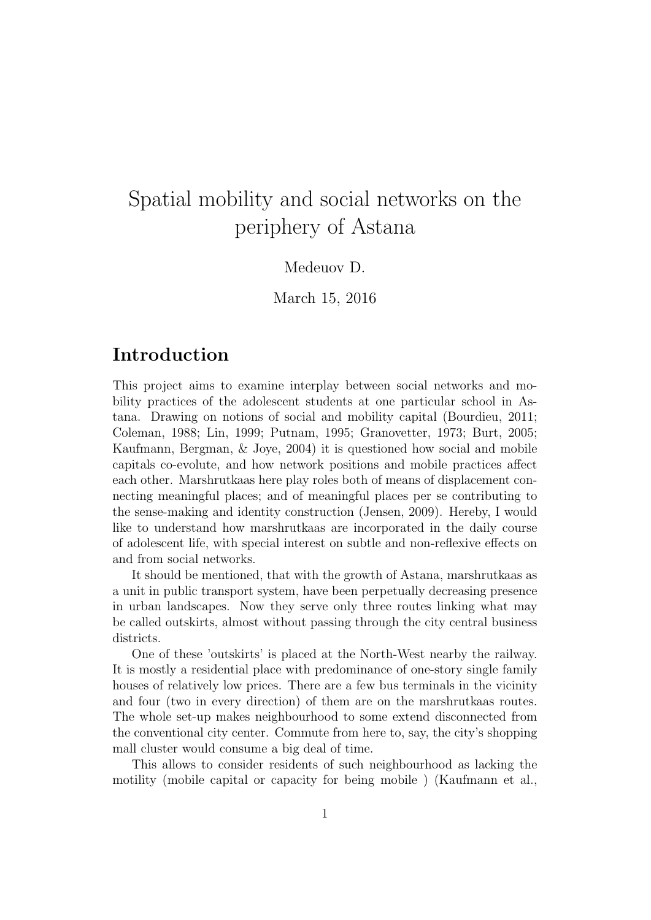# Spatial mobility and social networks on the periphery of Astana

Medeuov D.

March 15, 2016

## Introduction

This project aims to examine interplay between social networks and mobility practices of the adolescent students at one particular school in Astana. Drawing on notions of social and mobility capital (Bourdieu, 2011; Coleman, 1988; Lin, 1999; Putnam, 1995; Granovetter, 1973; Burt, 2005; Kaufmann, Bergman, & Joye, 2004) it is questioned how social and mobile capitals co-evolute, and how network positions and mobile practices affect each other. Marshrutkaas here play roles both of means of displacement connecting meaningful places; and of meaningful places per se contributing to the sense-making and identity construction (Jensen, 2009). Hereby, I would like to understand how marshrutkaas are incorporated in the daily course of adolescent life, with special interest on subtle and non-reflexive effects on and from social networks.

It should be mentioned, that with the growth of Astana, marshrutkaas as a unit in public transport system, have been perpetually decreasing presence in urban landscapes. Now they serve only three routes linking what may be called outskirts, almost without passing through the city central business districts.

One of these 'outskirts' is placed at the North-West nearby the railway. It is mostly a residential place with predominance of one-story single family houses of relatively low prices. There are a few bus terminals in the vicinity and four (two in every direction) of them are on the marshrutkaas routes. The whole set-up makes neighbourhood to some extend disconnected from the conventional city center. Commute from here to, say, the city's shopping mall cluster would consume a big deal of time.

This allows to consider residents of such neighbourhood as lacking the motility (mobile capital or capacity for being mobile ) (Kaufmann et al.,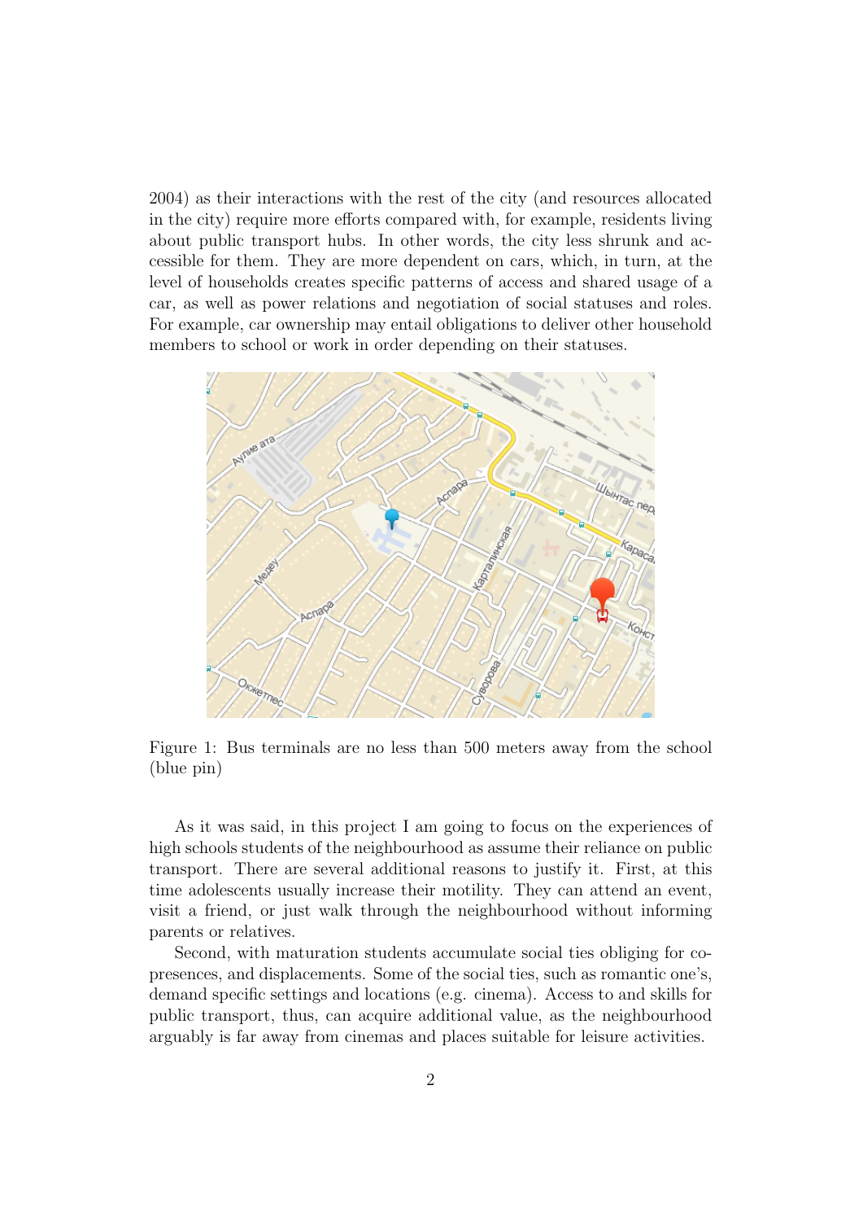2004) as their interactions with the rest of the city (and resources allocated in the city) require more efforts compared with, for example, residents living about public transport hubs. In other words, the city less shrunk and accessible for them. They are more dependent on cars, which, in turn, at the level of households creates specific patterns of access and shared usage of a car, as well as power relations and negotiation of social statuses and roles. For example, car ownership may entail obligations to deliver other household members to school or work in order depending on their statuses.

Figure 1: Bus terminals are no less than 500 meters away from the school (blue pin)

As it was said, in this project I am going to focus on the experiences of high schools students of the neighbourhood as assume their reliance on public transport. There are several additional reasons to justify it. First, at this time adolescents usually increase their motility. They can attend an event, visit a friend, or just walk through the neighbourhood without informing parents or relatives.

Second, with maturation students accumulate social ties obliging for co-presences, and displacements. Some of the social ties, such as romantic one's, demand specific settings and locations (e.g. cinema). Access to and skills for public transport, thus, can acquire additional value, as the neighbourhood arguably is far away from cinemas and places suitable for leisure activities.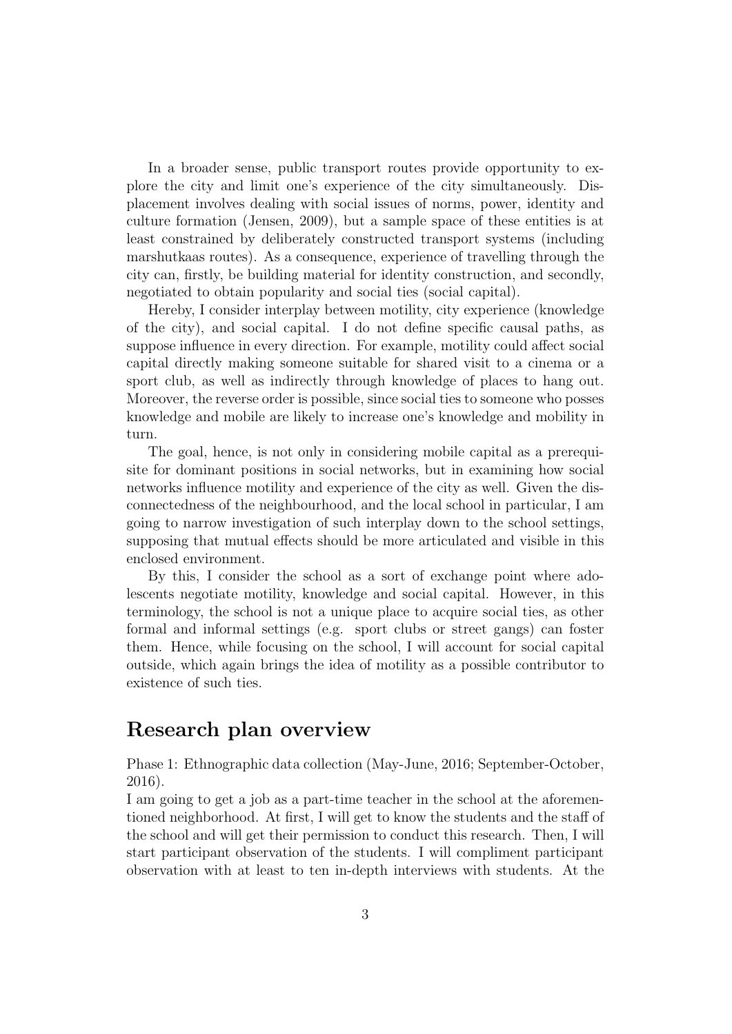In a broader sense, public transport routes provide opportunity to explore the city and limit one's experience of the city simultaneously. Displacement involves dealing with social issues of norms, power, identity and culture formation (Jensen, 2009), but a sample space of these entities is at least constrained by deliberately constructed transport systems (including marshutkaas routes). As a consequence, experience of travelling through the city can, firstly, be building material for identity construction, and secondly, negotiated to obtain popularity and social ties (social capital).

Hereby, I consider interplay between motility, city experience (knowledge of the city), and social capital. I do not define specific causal paths, as suppose influence in every direction. For example, motility could affect social capital directly making someone suitable for shared visit to a cinema or a sport club, as well as indirectly through knowledge of places to hang out. Moreover, the reverse order is possible, since social ties to someone who posses knowledge and mobile are likely to increase one's knowledge and mobility in turn.

The goal, hence, is not only in considering mobile capital as a prerequisite for dominant positions in social networks, but in examining how social networks influence motility and experience of the city as well. Given the disconnectedness of the neighbourhood, and the local school in particular, I am going to narrow investigation of such interplay down to the school settings, supposing that mutual effects should be more articulated and visible in this enclosed environment.

By this, I consider the school as a sort of exchange point where adolescents negotiate motility, knowledge and social capital. However, in this terminology, the school is not a unique place to acquire social ties, as other formal and informal settings (e.g. sport clubs or street gangs) can foster them. Hence, while focusing on the school, I will account for social capital outside, which again brings the idea of motility as a possible contributor to existence of such ties.

## Research plan overview

Phase 1: Ethnographic data collection (May-June, 2016; September-October, 2016).

I am going to get a job as a part-time teacher in the school at the aforementioned neighborhood. At first, I will get to know the students and the staff of the school and will get their permission to conduct this research. Then, I will start participant observation of the students. I will compliment participant observation with at least to ten in-depth interviews with students. At the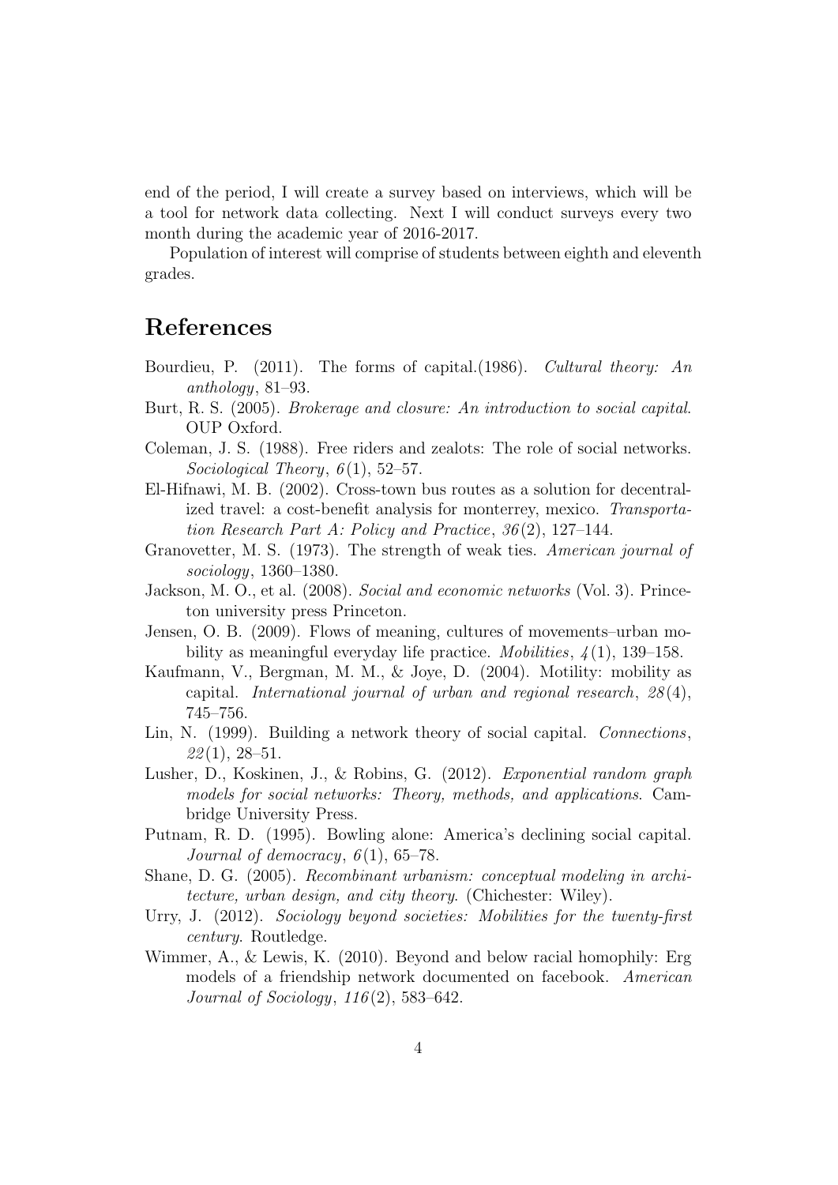end of the period, I will create a survey based on interviews, which will be a tool for network data collecting. Next I will conduct surveys every two month during the academic year of 2016-2017.

Population of interest will comprise of students between eighth and eleventh grades.

# References

Bourdieu, P. (2011). The forms of capital.(1986). *Cultural theory: An anthology*, 81–93.

Burt, R. S. (2005). *Brokerage and closure: An introduction to social capital*. OUP Oxford.

Coleman, J. S. (1988). Free riders and zealots: The role of social networks. *Sociological Theory*, *6*(1), 52–57.

El-Hifnawi, M. B. (2002). Cross-town bus routes as a solution for decentralized travel: a cost-benefit analysis for monterrey, mexico. *Transportation Research Part A: Policy and Practice*, *36*(2), 127–144.

Granovetter, M. S. (1973). The strength of weak ties. *American journal of sociology*, 1360–1380.

Jackson, M. O., et al. (2008). *Social and economic networks* (Vol. 3). Princeton university press Princeton.

Jensen, O. B. (2009). Flows of meaning, cultures of movements–urban mobility as meaningful everyday life practice. *Mobilities*, *4*(1), 139–158.

Kaufmann, V., Bergman, M. M., & Joye, D. (2004). Motility: mobility as capital. *International journal of urban and regional research*, *28*(4), 745–756.

Lin, N. (1999). Building a network theory of social capital. *Connections*, *22*(1), 28–51.

Lusher, D., Koskinen, J., & Robins, G. (2012). *Exponential random graph models for social networks: Theory, methods, and applications*. Cambridge University Press.

Putnam, R. D. (1995). Bowling alone: America's declining social capital. *Journal of democracy*, *6*(1), 65–78.

Shane, D. G. (2005). *Recombinant urbanism: conceptual modeling in architecture, urban design, and city theory*. (Chichester: Wiley).

Urry, J. (2012). *Sociology beyond societies: Mobilities for the twenty-first century*. Routledge.

Wimmer, A., & Lewis, K. (2010). Beyond and below racial homophily: Erg models of a friendship network documented on facebook. *American Journal of Sociology*, *116*(2), 583–642.